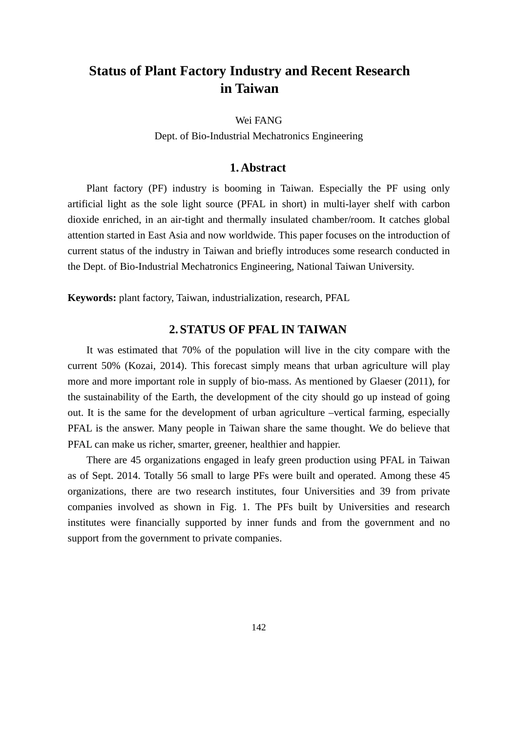# Status of Plant Factory Industry and Recent Research in Taiwan

Wei FANG

Dept. of Bio-Industrial Mechatronics Engineering

## 1. Abstract

Plant factory (PF) industry is booming in Taiwan. Especially the PF using only artificial light as the sole light source (PFAL in short) in multi-layer shelf with carbon dioxide enriched, in an air-tight and thermally insulated chamber/room. It catches global attention started in East Asia and now worldwide. This paper focuses on the introduction of current status of the industry in Taiwan and briefly introduces some research conducted in the Dept. of Bio-Industrial Mechatronics Engineering, National Taiwan University.

**Keywords:** plant factory, Taiwan, industrialization, research, PFAL

## 2. STATUS OF PFAL IN TAIWAN

It was estimated that 70% of the population will live in the city compare with the current 50% (Kozai, 2014). This forecast simply means that urban agriculture will play more and more important role in supply of bio-mass. As mentioned by Glaeser (2011), for the sustainability of the Earth, the development of the city should go up instead of going out. It is the same for the development of urban agriculture –vertical farming, especially PFAL is the answer. Many people in Taiwan share the same thought. We do believe that PFAL can make us richer, smarter, greener, healthier and happier.

There are 45 organizations engaged in leafy green production using PFAL in Taiwan as of Sept. 2014. Totally 56 small to large PFs were built and operated. Among these 45 organizations, there are two research institutes, four Universities and 39 from private companies involved as shown in Fig. 1. The PFs built by Universities and research institutes were financially supported by inner funds and from the government and no support from the government to private companies.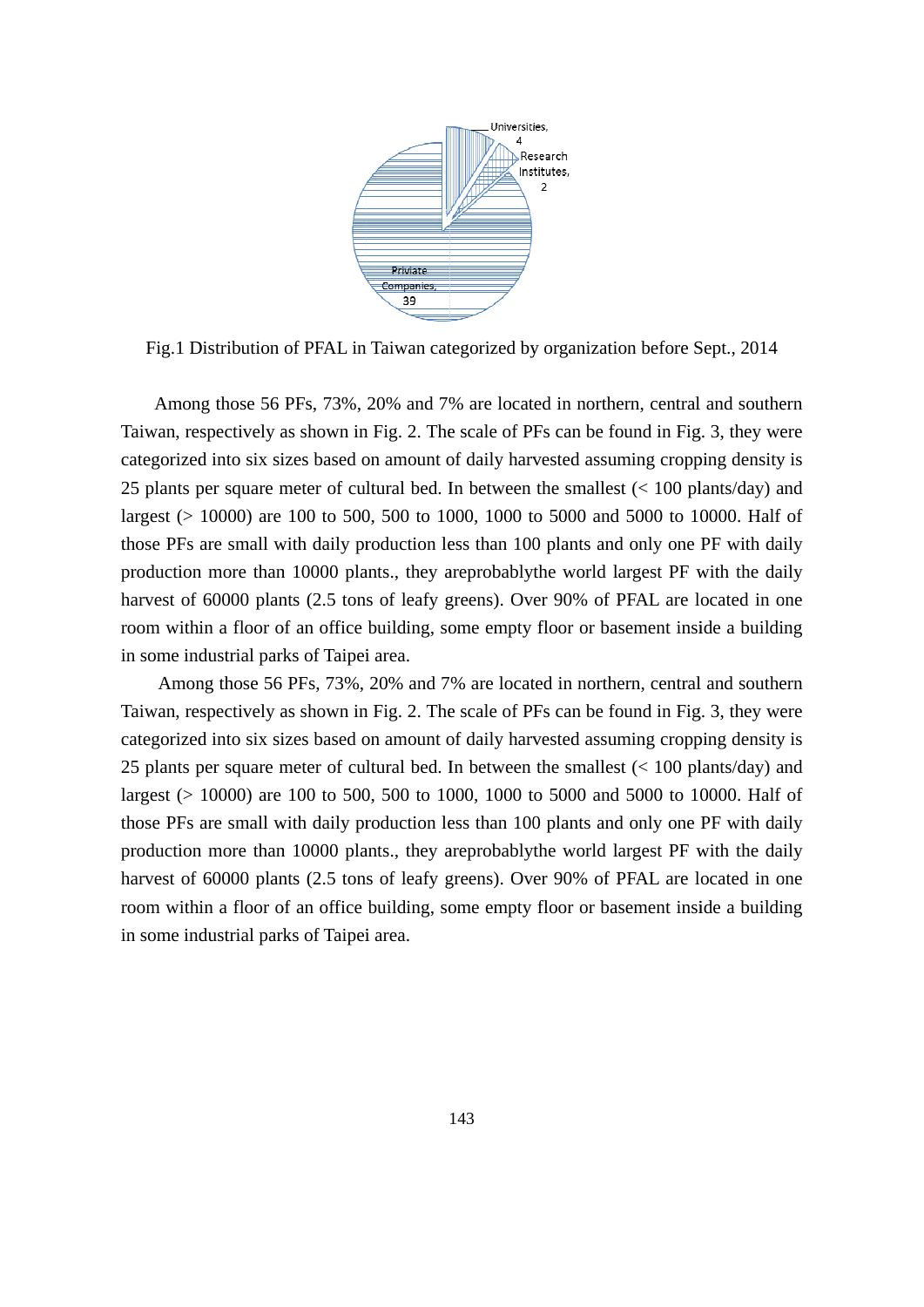Universities, 4

Research Institutes, 2

Priviate Companies, 39

Fig.1 Distribution of PFAL in Taiwan categorized by organization before Sept., 2014

Among those 56 PFs, 73%, 20% and 7% are located in northern, central and southern Taiwan, respectively as shown in Fig. 2. The scale of PFs can be found in Fig. 3, they were categorized into six sizes based on amount of daily harvested assuming cropping density is 25 plants per square meter of cultural bed. In between the smallest (< 100 plants/day) and largest (> 10000) are 100 to 500, 500 to 1000, 1000 to 5000 and 5000 to 10000. Half of those PFs are small with daily production less than 100 plants and only one PF with daily production more than 10000 plants., they areprobablythe world largest PF with the daily harvest of 60000 plants (2.5 tons of leafy greens). Over 90% of PFAL are located in one room within a floor of an office building, some empty floor or basement inside a building in some industrial parks of Taipei area.

Among those 56 PFs, 73%, 20% and 7% are located in northern, central and southern Taiwan, respectively as shown in Fig. 2. The scale of PFs can be found in Fig. 3, they were categorized into six sizes based on amount of daily harvested assuming cropping density is 25 plants per square meter of cultural bed. In between the smallest (< 100 plants/day) and largest (> 10000) are 100 to 500, 500 to 1000, 1000 to 5000 and 5000 to 10000. Half of those PFs are small with daily production less than 100 plants and only one PF with daily production more than 10000 plants., they areprobablythe world largest PF with the daily harvest of 60000 plants (2.5 tons of leafy greens). Over 90% of PFAL are located in one room within a floor of an office building, some empty floor or basement inside a building in some industrial parks of Taipei area.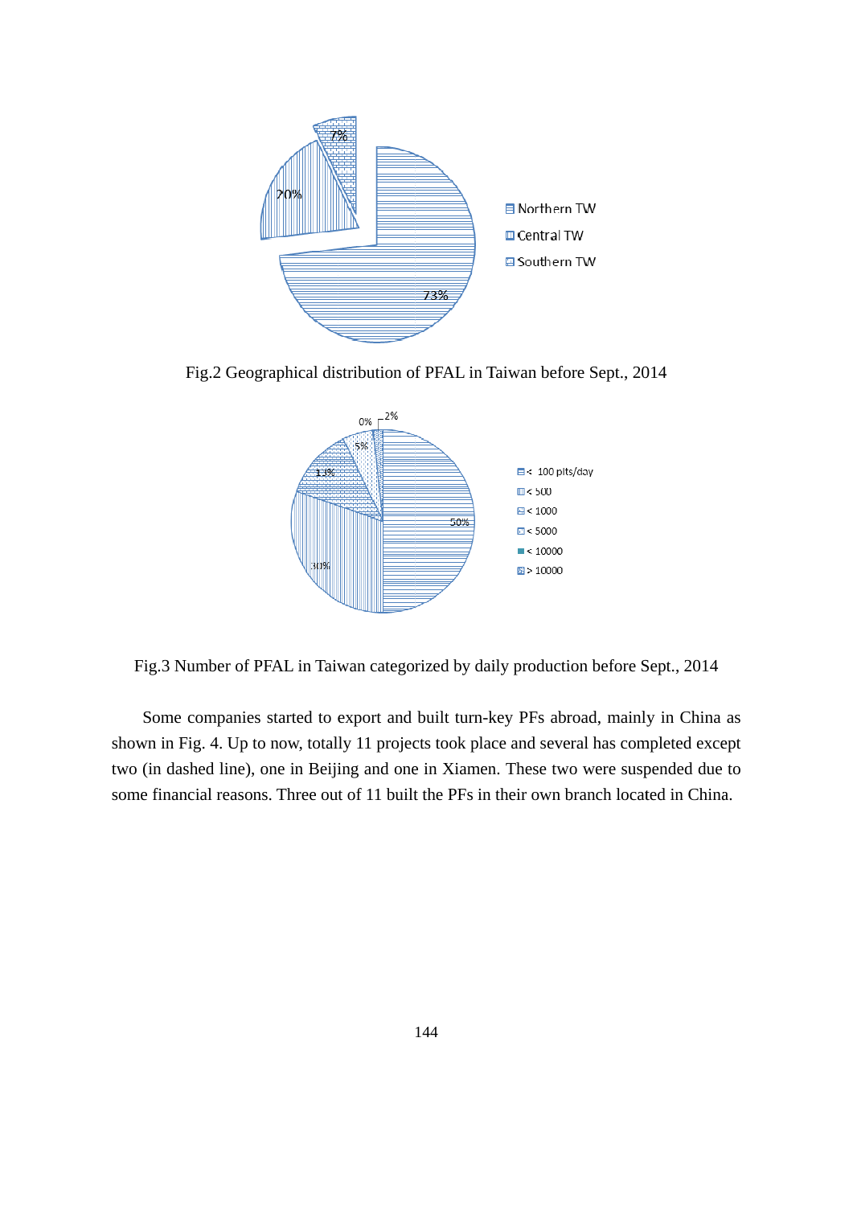Fig.2 Geographical distribution of PFAL in Taiwan before Sept., 2014

Fig.3 Number of PFAL in Taiwan categorized by daily production before Sept., 2014

Some companies started to export and built turn-key PFs abroad, mainly in China as shown in Fig. 4. Up to now, totally 11 projects took place and several has completed except two (in dashed line), one in Beijing and one in Xiamen. These two were suspended due to some financial reasons. Three out of 11 built the PFs in their own branch located in China.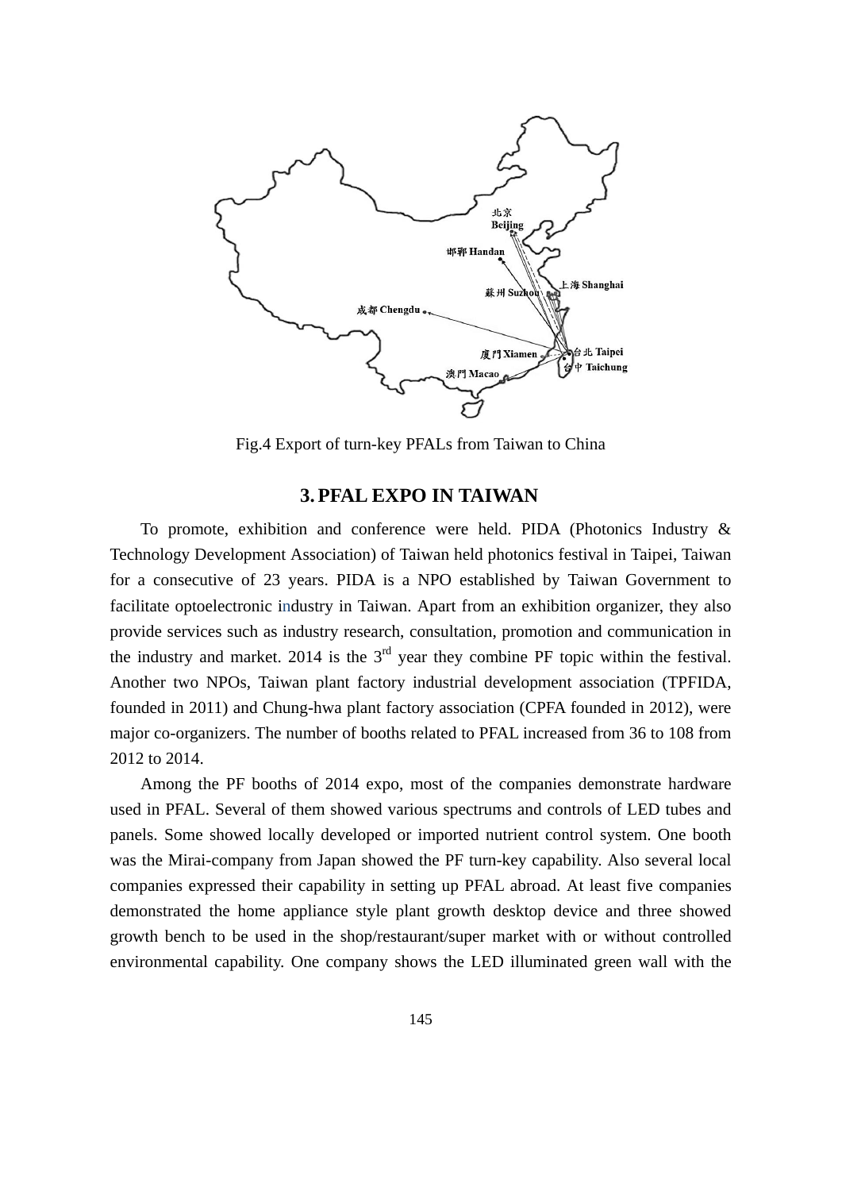Fig.4 Export of turn-key PFALs from Taiwan to China

## 3. PFAL EXPO IN TAIWAN

To promote, exhibition and conference were held. PIDA (Photonics Industry & Technology Development Association) of Taiwan held photonics festival in Taipei, Taiwan for a consecutive of 23 years. PIDA is a NPO established by Taiwan Government to facilitate optoelectronic industry in Taiwan. Apart from an exhibition organizer, they also provide services such as industry research, consultation, promotion and communication in the industry and market. 2014 is the 3rd year they combine PF topic within the festival. Another two NPOs, Taiwan plant factory industrial development association (TPFIDA, founded in 2011) and Chung-hwa plant factory association (CPFA founded in 2012), were major co-organizers. The number of booths related to PFAL increased from 36 to 108 from 2012 to 2014.

Among the PF booths of 2014 expo, most of the companies demonstrate hardware used in PFAL. Several of them showed various spectrums and controls of LED tubes and panels. Some showed locally developed or imported nutrient control system. One booth was the Mirai-company from Japan showed the PF turn-key capability. Also several local companies expressed their capability in setting up PFAL abroad. At least five companies demonstrated the home appliance style plant growth desktop device and three showed growth bench to be used in the shop/restaurant/super market with or without controlled environmental capability. One company shows the LED illuminated green wall with the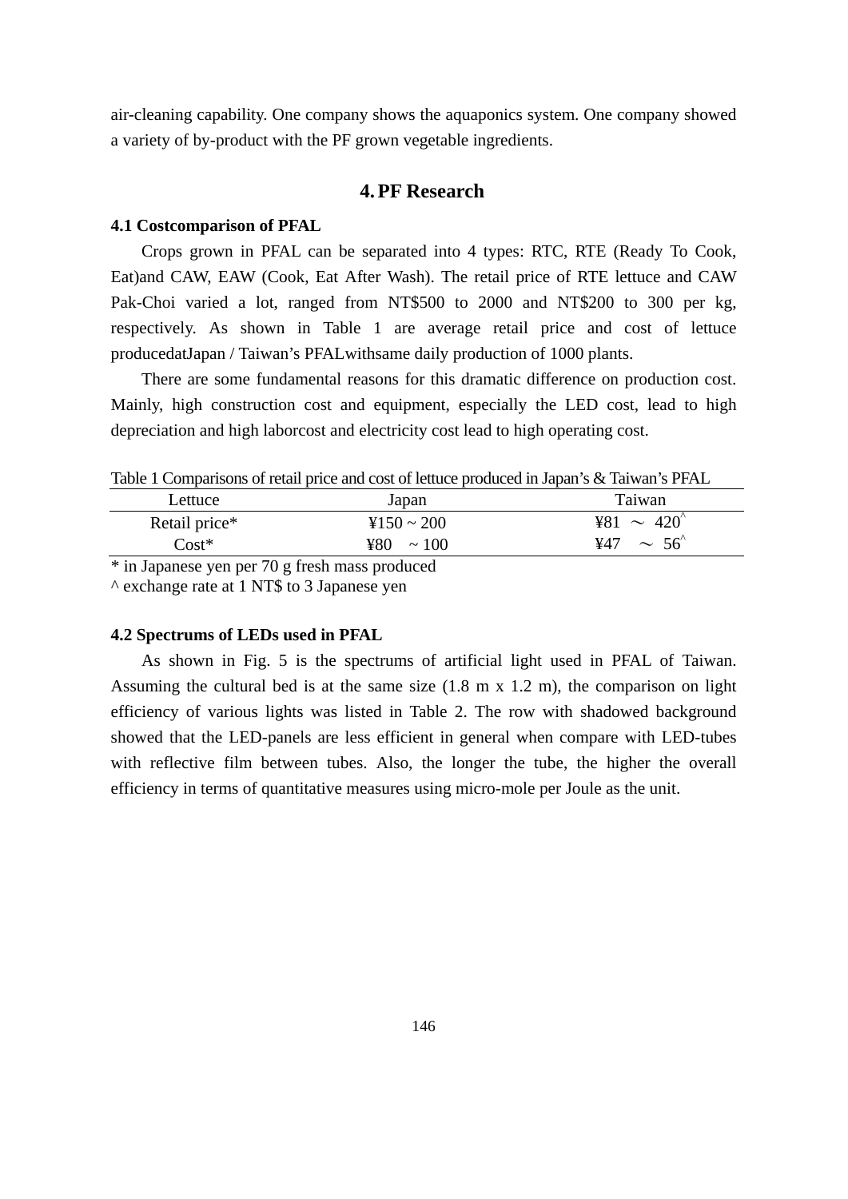air-cleaning capability. One company shows the aquaponics system. One company showed a variety of by-product with the PF grown vegetable ingredients.

## 4. PF Research

### 4.1 Costcomparison of PFAL

Crops grown in PFAL can be separated into 4 types: RTC, RTE (Ready To Cook, Eat)and CAW, EAW (Cook, Eat After Wash). The retail price of RTE lettuce and CAW Pak-Choi varied a lot, ranged from NT$500 to 2000 and NT$200 to 300 per kg, respectively. As shown in Table 1 are average retail price and cost of lettuce producedatJapan / Taiwan's PFALwithsame daily production of 1000 plants.

There are some fundamental reasons for this dramatic difference on production cost. Mainly, high construction cost and equipment, especially the LED cost, lead to high depreciation and high laborcost and electricity cost lead to high operating cost.

Table 1 Comparisons of retail price and cost of lettuce produced in Japan's & Taiwan's PFAL

| Lettuce | Japan | Taiwan |
|---|---|---|
| Retail price* | ¥150 ~ 200 | ¥81 ～ 420^ |
| Cost* | ¥80 ~ 100 | ¥47 ～ 56^ |

\* in Japanese yen per 70 g fresh mass produced

^ exchange rate at 1 NT$ to 3 Japanese yen

### 4.2 Spectrums of LEDs used in PFAL

As shown in Fig. 5 is the spectrums of artificial light used in PFAL of Taiwan. Assuming the cultural bed is at the same size (1.8 m x 1.2 m), the comparison on light efficiency of various lights was listed in Table 2. The row with shadowed background showed that the LED-panels are less efficient in general when compare with LED-tubes with reflective film between tubes. Also, the longer the tube, the higher the overall efficiency in terms of quantitative measures using micro-mole per Joule as the unit.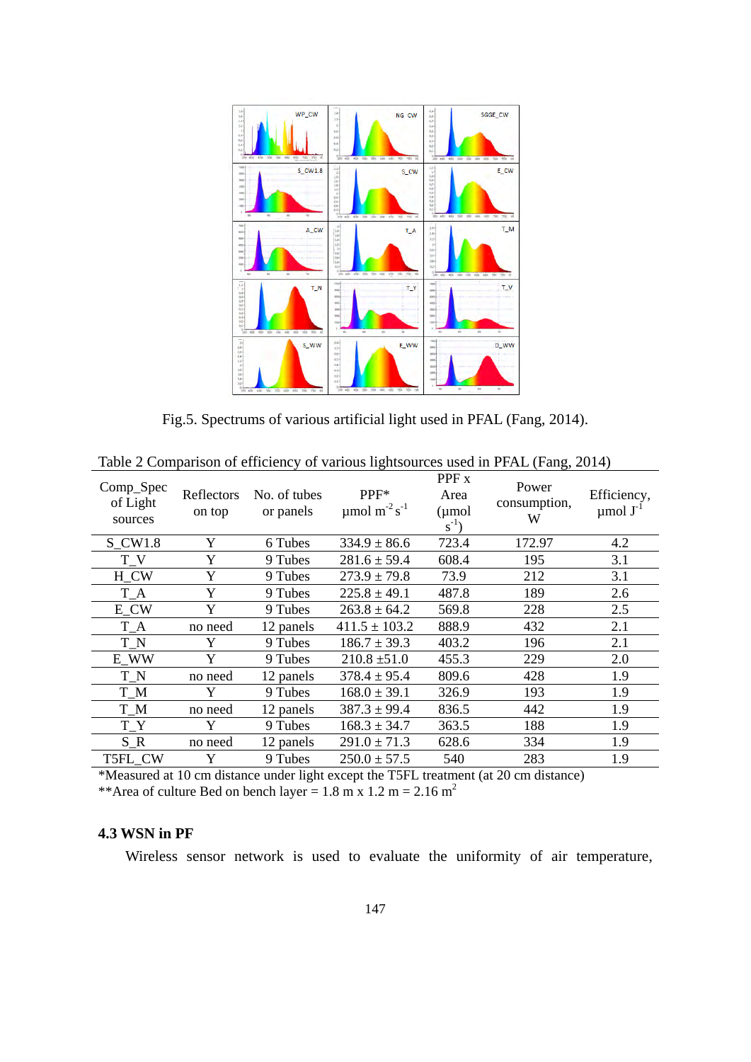Fig.5. Spectrums of various artificial light used in PFAL (Fang, 2014).

Table 2 Comparison of efficiency of various lightsources used in PFAL (Fang, 2014)

| Comp_Spec of Light sources | Reflectors on top | No. of tubes or panels | PPF* μmol $m^{-2} s^{-1}$ | PPF x Area (μmol $s^{-1}$) | Power consumption, W | Efficiency, μmol $J^{-1}$ |
|---|---|---|---|---|---|---|
| S_CW1.8 | Y | 6 Tubes | 334.9 ± 86.6 | 723.4 | 172.97 | 4.2 |
| T_V | Y | 9 Tubes | 281.6 ± 59.4 | 608.4 | 195 | 3.1 |
| H_CW | Y | 9 Tubes | 273.9 ± 79.8 | 73.9 | 212 | 3.1 |
| T_A | Y | 9 Tubes | 225.8 ± 49.1 | 487.8 | 189 | 2.6 |
| E_CW | Y | 9 Tubes | 263.8 ± 64.2 | 569.8 | 228 | 2.5 |
| T_A | no need | 12 panels | 411.5 ± 103.2 | 888.9 | 432 | 2.1 |
| T_N | Y | 9 Tubes | 186.7 ± 39.3 | 403.2 | 196 | 2.1 |
| E_WW | Y | 9 Tubes | 210.8 ±51.0 | 455.3 | 229 | 2.0 |
| T_N | no need | 12 panels | 378.4 ± 95.4 | 809.6 | 428 | 1.9 |
| T_M | Y | 9 Tubes | 168.0 ± 39.1 | 326.9 | 193 | 1.9 |
| T_M | no need | 12 panels | 387.3 ± 99.4 | 836.5 | 442 | 1.9 |
| T_Y | Y | 9 Tubes | 168.3 ± 34.7 | 363.5 | 188 | 1.9 |
| S_R | no need | 12 panels | 291.0 ± 71.3 | 628.6 | 334 | 1.9 |
| T5FL_CW | Y | 9 Tubes | 250.0 ± 57.5 | 540 | 283 | 1.9 |

*Measured at 10 cm distance under light except the T5FL treatment (at 20 cm distance)
**Area of culture Bed on bench layer = 1.8 m x 1.2 m = 2.16 $m^2$

### 4.3 WSN in PF

Wireless sensor network is used to evaluate the uniformity of air temperature,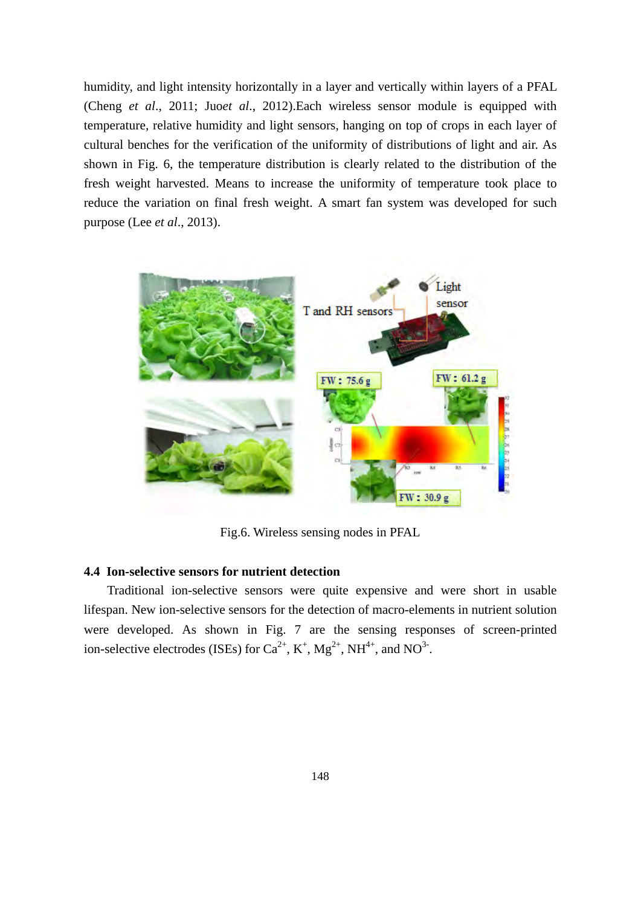humidity, and light intensity horizontally in a layer and vertically within layers of a PFAL (Cheng *et al*., 2011; Juo*et al*., 2012).Each wireless sensor module is equipped with temperature, relative humidity and light sensors, hanging on top of crops in each layer of cultural benches for the verification of the uniformity of distributions of light and air. As shown in Fig. 6, the temperature distribution is clearly related to the distribution of the fresh weight harvested. Means to increase the uniformity of temperature took place to reduce the variation on final fresh weight. A smart fan system was developed for such purpose (Lee *et al*., 2013).

Fig.6. Wireless sensing nodes in PFAL

### 4.4 Ion-selective sensors for nutrient detection

Traditional ion-selective sensors were quite expensive and were short in usable lifespan. New ion-selective sensors for the detection of macro-elements in nutrient solution were developed. As shown in Fig. 7 are the sensing responses of screen-printed ion-selective electrodes (ISEs) for $Ca^{2+}$, $K^{+}$, $Mg^{2+}$, $NH^{4+}$, and $NO^{3-}$.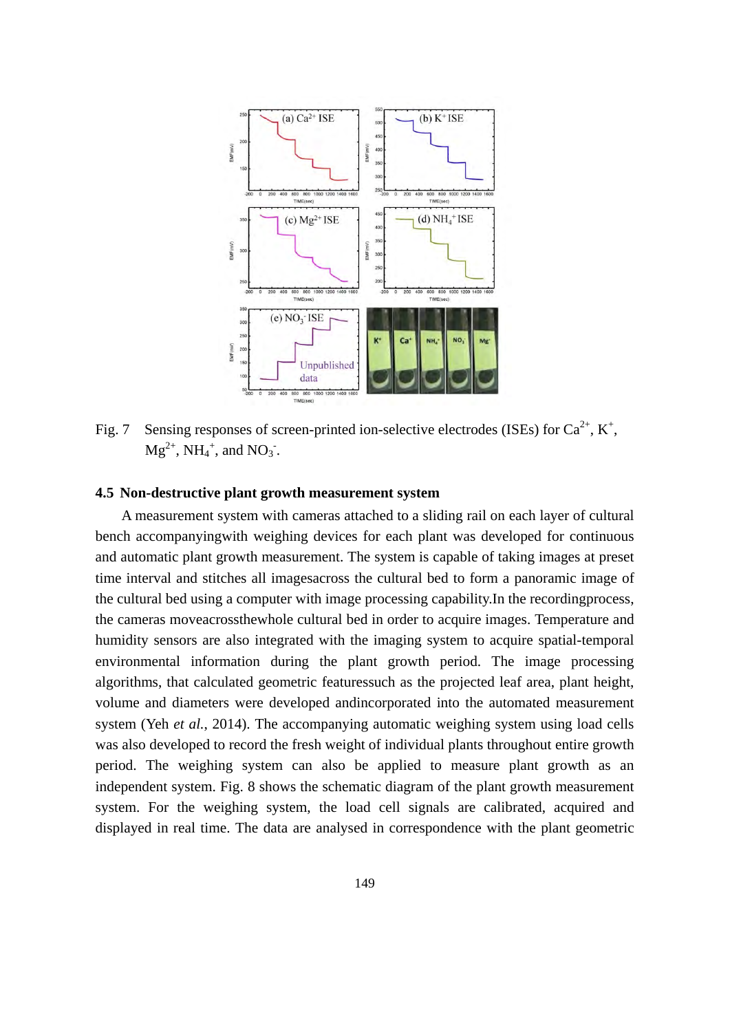Fig. 7 Sensing responses of screen-printed ion-selective electrodes (ISEs) for $Ca^{2+}$, $K^{+}$, $Mg^{2+}$, $NH_4^{+}$, and $NO_3^{-}$.

### 4.5 Non-destructive plant growth measurement system

A measurement system with cameras attached to a sliding rail on each layer of cultural bench accompanyingwith weighing devices for each plant was developed for continuous and automatic plant growth measurement. The system is capable of taking images at preset time interval and stitches all imagesacross the cultural bed to form a panoramic image of the cultural bed using a computer with image processing capability.In the recordingprocess, the cameras moveacrossthewhole cultural bed in order to acquire images. Temperature and humidity sensors are also integrated with the imaging system to acquire spatial-temporal environmental information during the plant growth period. The image processing algorithms, that calculated geometric featuressuch as the projected leaf area, plant height, volume and diameters were developed andincorporated into the automated measurement system (Yeh *et al.*, 2014). The accompanying automatic weighing system using load cells was also developed to record the fresh weight of individual plants throughout entire growth period. The weighing system can also be applied to measure plant growth as an independent system. Fig. 8 shows the schematic diagram of the plant growth measurement system. For the weighing system, the load cell signals are calibrated, acquired and displayed in real time. The data are analysed in correspondence with the plant geometric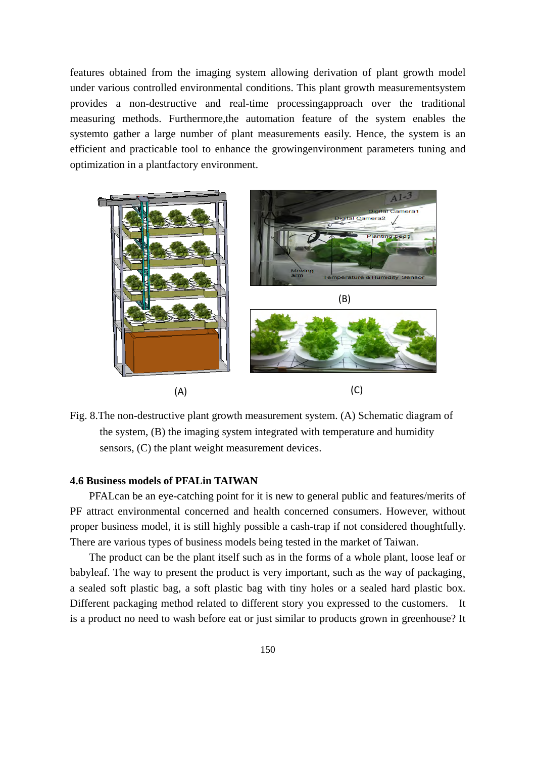features obtained from the imaging system allowing derivation of plant growth model under various controlled environmental conditions. This plant growth measurementsystem provides a non-destructive and real-time processingapproach over the traditional measuring methods. Furthermore,the automation feature of the system enables the systemto gather a large number of plant measurements easily. Hence, the system is an efficient and practicable tool to enhance the growingenvironment parameters tuning and optimization in a plantfactory environment.

Fig. 8.The non-destructive plant growth measurement system. (A) Schematic diagram of the system, (B) the imaging system integrated with temperature and humidity sensors, (C) the plant weight measurement devices.

### 4.6 Business models of PFALin TAIWAN

PFALcan be an eye-catching point for it is new to general public and features/merits of PF attract environmental concerned and health concerned consumers. However, without proper business model, it is still highly possible a cash-trap if not considered thoughtfully. There are various types of business models being tested in the market of Taiwan.

The product can be the plant itself such as in the forms of a whole plant, loose leaf or babyleaf. The way to present the product is very important, such as the way of packaging¸ a sealed soft plastic bag, a soft plastic bag with tiny holes or a sealed hard plastic box. Different packaging method related to different story you expressed to the customers. It is a product no need to wash before eat or just similar to products grown in greenhouse? It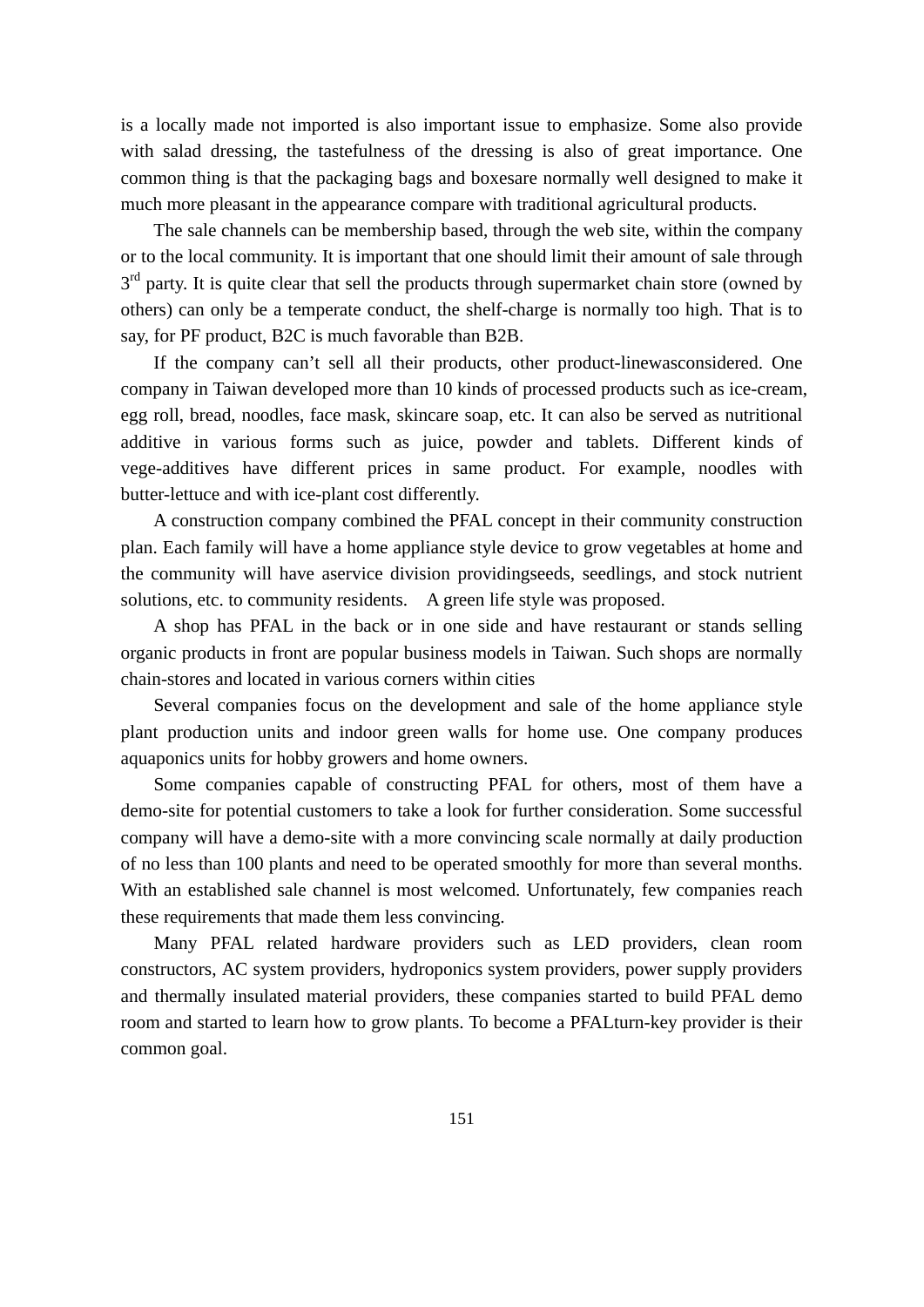is a locally made not imported is also important issue to emphasize. Some also provide with salad dressing, the tastefulness of the dressing is also of great importance. One common thing is that the packaging bags and boxesare normally well designed to make it much more pleasant in the appearance compare with traditional agricultural products.

The sale channels can be membership based, through the web site, within the company or to the local community. It is important that one should limit their amount of sale through 3rd party. It is quite clear that sell the products through supermarket chain store (owned by others) can only be a temperate conduct, the shelf-charge is normally too high. That is to say, for PF product, B2C is much favorable than B2B.

If the company can't sell all their products, other product-linewasconsidered. One company in Taiwan developed more than 10 kinds of processed products such as ice-cream, egg roll, bread, noodles, face mask, skincare soap, etc. It can also be served as nutritional additive in various forms such as juice, powder and tablets. Different kinds of vege-additives have different prices in same product. For example, noodles with butter-lettuce and with ice-plant cost differently.

A construction company combined the PFAL concept in their community construction plan. Each family will have a home appliance style device to grow vegetables at home and the community will have aservice division providingseeds, seedlings, and stock nutrient solutions, etc. to community residents. A green life style was proposed.

A shop has PFAL in the back or in one side and have restaurant or stands selling organic products in front are popular business models in Taiwan. Such shops are normally chain-stores and located in various corners within cities

Several companies focus on the development and sale of the home appliance style plant production units and indoor green walls for home use. One company produces aquaponics units for hobby growers and home owners.

Some companies capable of constructing PFAL for others, most of them have a demo-site for potential customers to take a look for further consideration. Some successful company will have a demo-site with a more convincing scale normally at daily production of no less than 100 plants and need to be operated smoothly for more than several months. With an established sale channel is most welcomed. Unfortunately, few companies reach these requirements that made them less convincing.

Many PFAL related hardware providers such as LED providers, clean room constructors, AC system providers, hydroponics system providers, power supply providers and thermally insulated material providers, these companies started to build PFAL demo room and started to learn how to grow plants. To become a PFALturn-key provider is their common goal.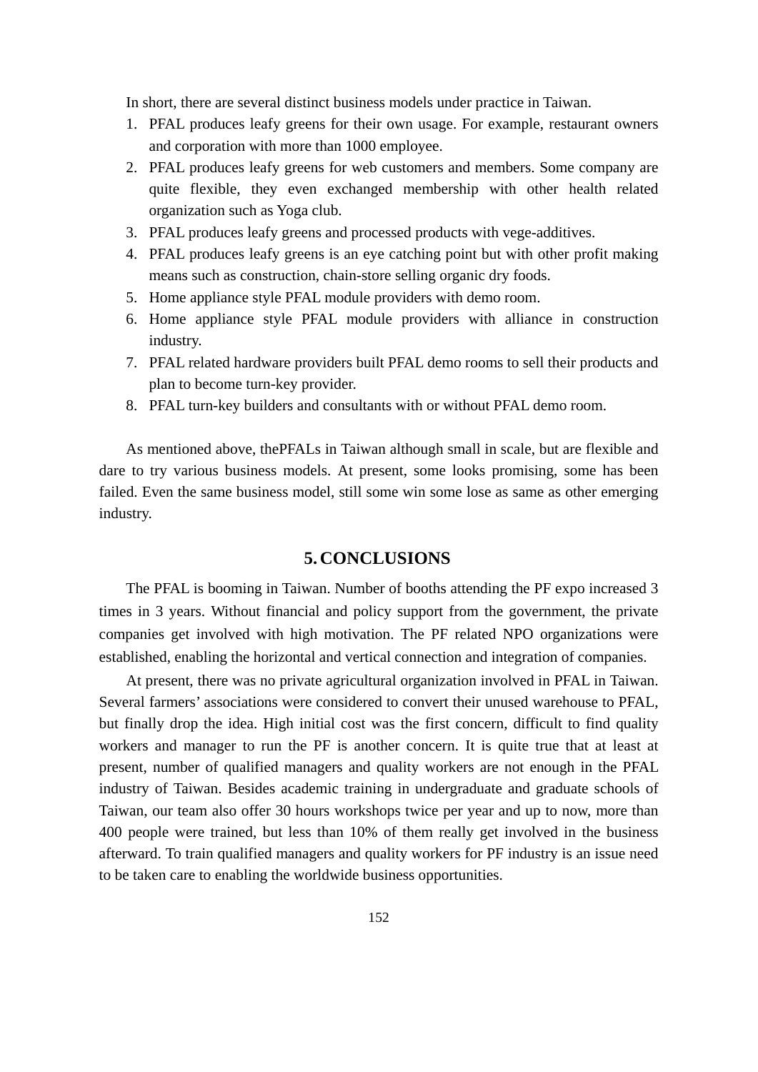In short, there are several distinct business models under practice in Taiwan.

1. PFAL produces leafy greens for their own usage. For example, restaurant owners and corporation with more than 1000 employee.
2. PFAL produces leafy greens for web customers and members. Some company are quite flexible, they even exchanged membership with other health related organization such as Yoga club.
3. PFAL produces leafy greens and processed products with vege-additives.
4. PFAL produces leafy greens is an eye catching point but with other profit making means such as construction, chain-store selling organic dry foods.
5. Home appliance style PFAL module providers with demo room.
6. Home appliance style PFAL module providers with alliance in construction industry.
7. PFAL related hardware providers built PFAL demo rooms to sell their products and plan to become turn-key provider.
8. PFAL turn-key builders and consultants with or without PFAL demo room.

As mentioned above, thePFALs in Taiwan although small in scale, but are flexible and dare to try various business models. At present, some looks promising, some has been failed. Even the same business model, still some win some lose as same as other emerging industry.

## 5. CONCLUSIONS

The PFAL is booming in Taiwan. Number of booths attending the PF expo increased 3 times in 3 years. Without financial and policy support from the government, the private companies get involved with high motivation. The PF related NPO organizations were established, enabling the horizontal and vertical connection and integration of companies.

At present, there was no private agricultural organization involved in PFAL in Taiwan. Several farmers' associations were considered to convert their unused warehouse to PFAL, but finally drop the idea. High initial cost was the first concern, difficult to find quality workers and manager to run the PF is another concern. It is quite true that at least at present, number of qualified managers and quality workers are not enough in the PFAL industry of Taiwan. Besides academic training in undergraduate and graduate schools of Taiwan, our team also offer 30 hours workshops twice per year and up to now, more than 400 people were trained, but less than 10% of them really get involved in the business afterward. To train qualified managers and quality workers for PF industry is an issue need to be taken care to enabling the worldwide business opportunities.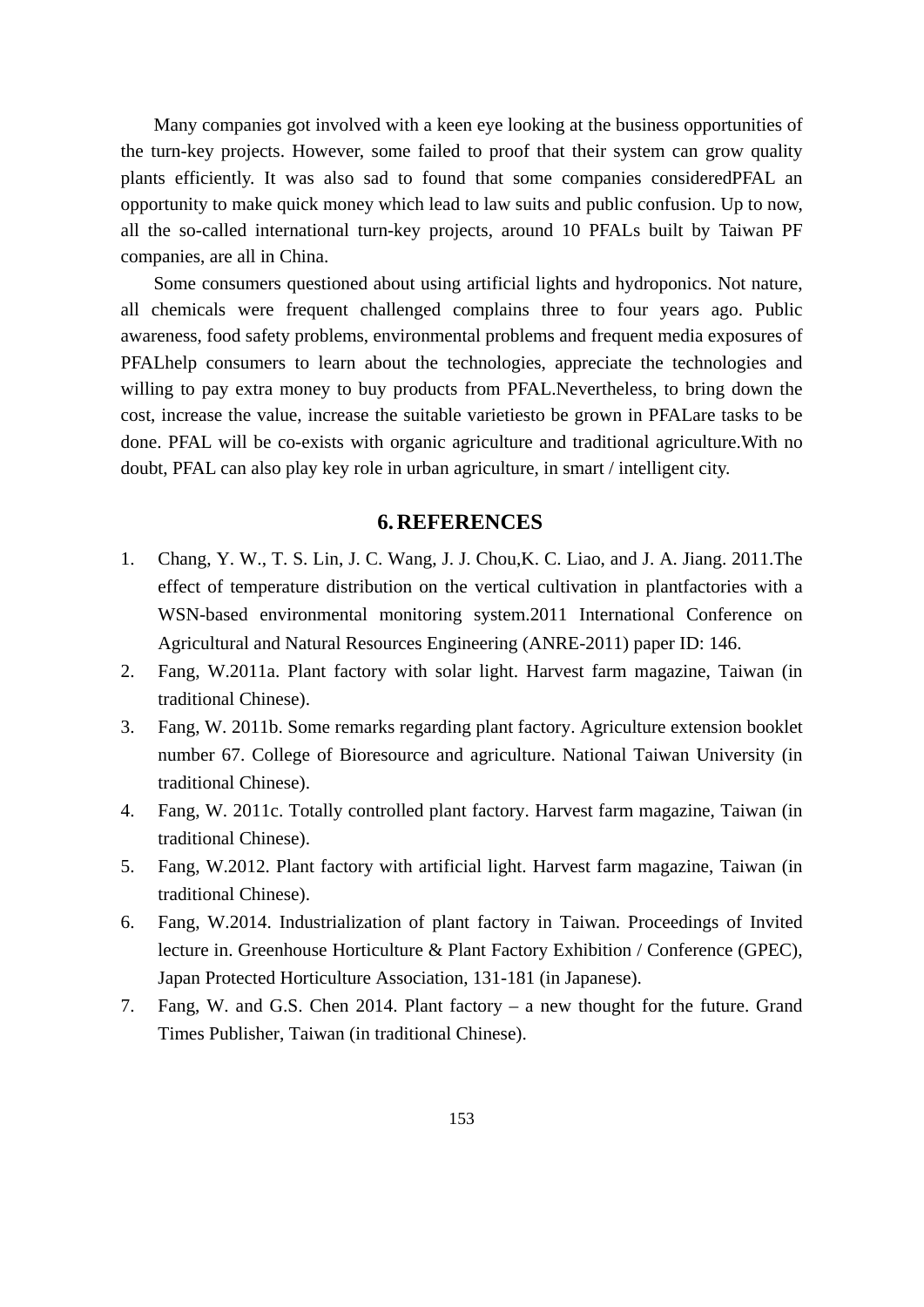Many companies got involved with a keen eye looking at the business opportunities of the turn-key projects. However, some failed to proof that their system can grow quality plants efficiently. It was also sad to found that some companies consideredPFAL an opportunity to make quick money which lead to law suits and public confusion. Up to now, all the so-called international turn-key projects, around 10 PFALs built by Taiwan PF companies, are all in China.

Some consumers questioned about using artificial lights and hydroponics. Not nature, all chemicals were frequent challenged complains three to four years ago. Public awareness, food safety problems, environmental problems and frequent media exposures of PFALhelp consumers to learn about the technologies, appreciate the technologies and willing to pay extra money to buy products from PFAL.Nevertheless, to bring down the cost, increase the value, increase the suitable varietiesto be grown in PFALare tasks to be done. PFAL will be co-exists with organic agriculture and traditional agriculture.With no doubt, PFAL can also play key role in urban agriculture, in smart / intelligent city.

## 6. REFERENCES

1. Chang, Y. W., T. S. Lin, J. C. Wang, J. J. Chou,K. C. Liao, and J. A. Jiang. 2011.The effect of temperature distribution on the vertical cultivation in plantfactories with a WSN-based environmental monitoring system.2011 International Conference on Agricultural and Natural Resources Engineering (ANRE-2011) paper ID: 146.
2. Fang, W.2011a. Plant factory with solar light. Harvest farm magazine, Taiwan (in traditional Chinese).
3. Fang, W. 2011b. Some remarks regarding plant factory. Agriculture extension booklet number 67. College of Bioresource and agriculture. National Taiwan University (in traditional Chinese).
4. Fang, W. 2011c. Totally controlled plant factory. Harvest farm magazine, Taiwan (in traditional Chinese).
5. Fang, W.2012. Plant factory with artificial light. Harvest farm magazine, Taiwan (in traditional Chinese).
6. Fang, W.2014. Industrialization of plant factory in Taiwan. Proceedings of Invited lecture in. Greenhouse Horticulture & Plant Factory Exhibition / Conference (GPEC), Japan Protected Horticulture Association, 131-181 (in Japanese).
7. Fang, W. and G.S. Chen 2014. Plant factory – a new thought for the future. Grand Times Publisher, Taiwan (in traditional Chinese).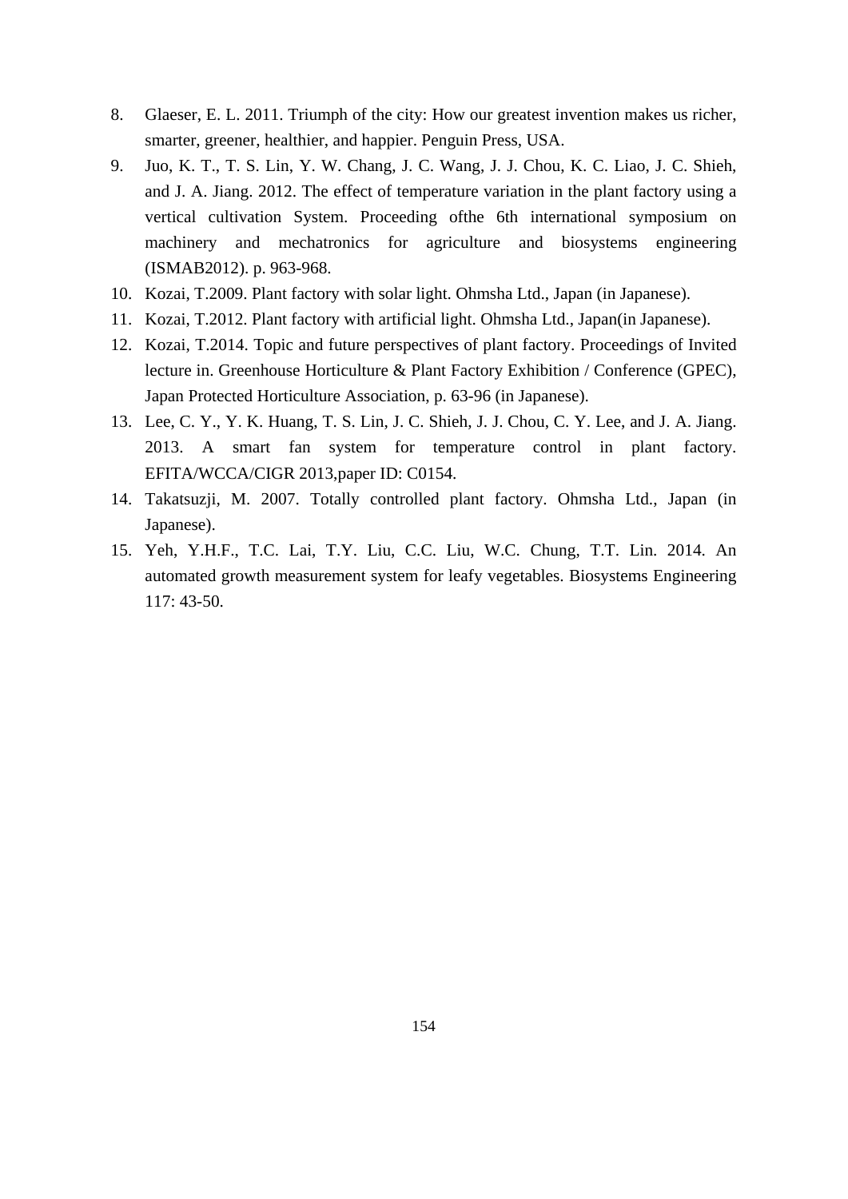8. Glaeser, E. L. 2011. Triumph of the city: How our greatest invention makes us richer, smarter, greener, healthier, and happier. Penguin Press, USA.
9. Juo, K. T., T. S. Lin, Y. W. Chang, J. C. Wang, J. J. Chou, K. C. Liao, J. C. Shieh, and J. A. Jiang. 2012. The effect of temperature variation in the plant factory using a vertical cultivation System. Proceeding ofthe 6th international symposium on machinery and mechatronics for agriculture and biosystems engineering (ISMAB2012). p. 963-968.
10. Kozai, T.2009. Plant factory with solar light. Ohmsha Ltd., Japan (in Japanese).
11. Kozai, T.2012. Plant factory with artificial light. Ohmsha Ltd., Japan(in Japanese).
12. Kozai, T.2014. Topic and future perspectives of plant factory. Proceedings of Invited lecture in. Greenhouse Horticulture & Plant Factory Exhibition / Conference (GPEC), Japan Protected Horticulture Association, p. 63-96 (in Japanese).
13. Lee, C. Y., Y. K. Huang, T. S. Lin, J. C. Shieh, J. J. Chou, C. Y. Lee, and J. A. Jiang. 2013. A smart fan system for temperature control in plant factory. EFITA/WCCA/CIGR 2013,paper ID: C0154.
14. Takatsuzji, M. 2007. Totally controlled plant factory. Ohmsha Ltd., Japan (in Japanese).
15. Yeh, Y.H.F., T.C. Lai, T.Y. Liu, C.C. Liu, W.C. Chung, T.T. Lin. 2014. An automated growth measurement system for leafy vegetables. Biosystems Engineering 117: 43-50.